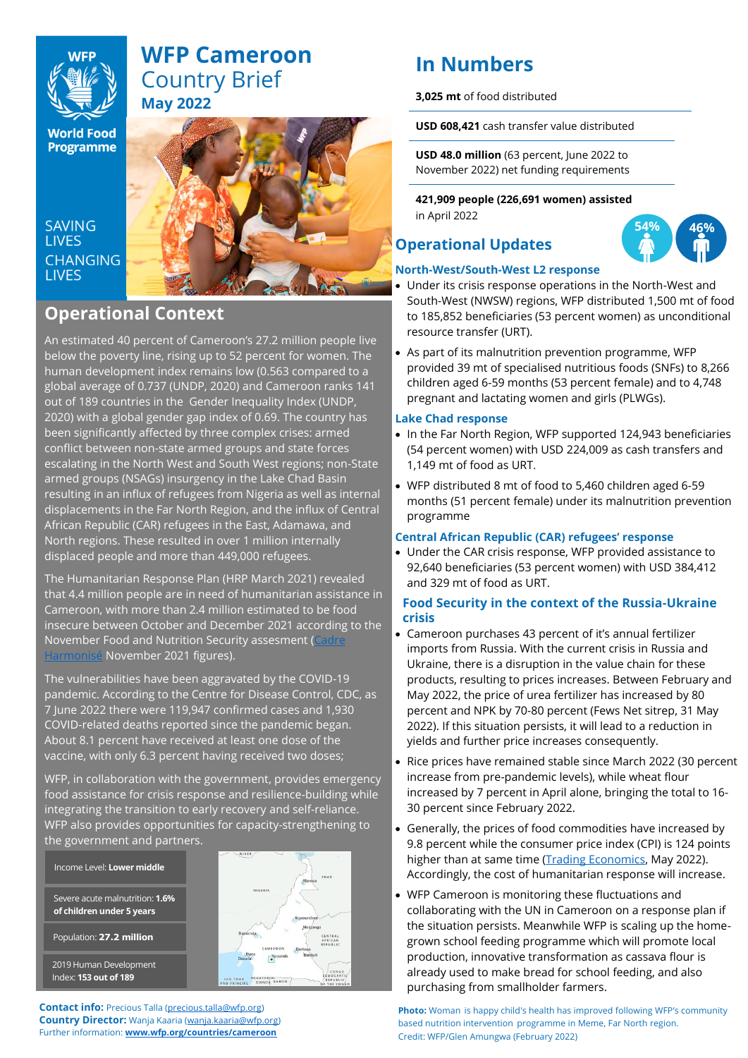# WFP Cameroon Country Brief
**May 2022**

World Food Programme

SAVING LIVES CHANGING LIVES

## Operational Context

An estimated 40 percent of Cameroon's 27.2 million people live below the poverty line, rising up to 52 percent for women. The human development index remains low (0.563 compared to a global average of 0.737 (UNDP, 2020) and Cameroon ranks 141 out of 189 countries in the Gender Inequality Index (UNDP, 2020) with a global gender gap index of 0.69. The country has been significantly affected by three complex crises: armed conflict between non-state armed groups and state forces escalating in the North West and South West regions; non-State armed groups (NSAGs) insurgency in the Lake Chad Basin resulting in an influx of refugees from Nigeria as well as internal displacements in the Far North Region, and the influx of Central African Republic (CAR) refugees in the East, Adamawa, and North regions. These resulted in over 1 million internally displaced people and more than 449,000 refugees.

The Humanitarian Response Plan (HRP March 2021) revealed that 4.4 million people are in need of humanitarian assistance in Cameroon, with more than 2.4 million estimated to be food insecure between October and December 2021 according to the November Food and Nutrition Security assesment (Cadre Harmonisé November 2021 figures).

The vulnerabilities have been aggravated by the COVID-19 pandemic. According to the Centre for Disease Control, CDC, as 7 June 2022 there were 119,947 confirmed cases and 1,930 COVID-related deaths reported since the pandemic began. About 8.1 percent have received at least one dose of the vaccine, with only 6.3 percent having received two doses;

WFP, in collaboration with the government, provides emergency food assistance for crisis response and resilience-building while integrating the transition to early recovery and self-reliance. WFP also provides opportunities for capacity-strengthening to the government and partners.

Income Level: **Lower middle**

Severe acute malnutrition: **1.6% of children under 5 years**

Population: **27.2 million**

2019 Human Development Index: **153 out of 189**

**Contact info:** Precious Talla (precious.talla@wfp.org)
**Country Director:** Wanja Kaaria (wanja.kaaria@wfp.org)
Further information: **www.wfp.org/countries/cameroon**

## In Numbers

**3,025 mt** of food distributed

**USD 608,421** cash transfer value distributed

**USD 48.0 million** (63 percent, June 2022 to November 2022) net funding requirements

**421,909 people (226,271 women) assisted** in April 2022

54% 46%

## Operational Updates

### North-West/South-West L2 response

- Under its crisis response operations in the North-West and South-West (NWSW) regions, WFP distributed 1,500 mt of food to 185,852 beneficiaries (53 percent women) as unconditional resource transfer (URT).
- As part of its malnutrition prevention programme, WFP provided 39 mt of specialised nutritious foods (SNFs) to 8,266 children aged 6-59 months (53 percent female) and to 4,748 pregnant and lactating women and girls (PLWGs).

### Lake Chad response

- In the Far North Region, WFP supported 124,943 beneficiaries (54 percent women) with USD 224,009 as cash transfers and 1,149 mt of food as URT.
- WFP distributed 8 mt of food to 5,460 children aged 6-59 months (51 percent female) under its malnutrition prevention programme

### Central African Republic (CAR) refugees' response

- Under the CAR crisis response, WFP provided assistance to 92,640 beneficiaries (53 percent women) with USD 384,412 and 329 mt of food as URT.

### Food Security in the context of the Russia-Ukraine crisis

- Cameroon purchases 43 percent of it's annual fertilizer imports from Russia. With the current crisis in Russia and Ukraine, there is a disruption in the value chain for these products, resulting to prices increases. Between February and May 2022, the price of urea fertilizer has increased by 80 percent and NPK by 70-80 percent (Fews Net sitrep, 31 May 2022). If this situation persists, it will lead to a reduction in yields and further price increases consequently.
- Rice prices have remained stable since March 2022 (30 percent increase from pre-pandemic levels), while wheat flour increased by 7 percent in April alone, bringing the total to 16-30 percent since February 2022.
- Generally, the prices of food commodities have increased by 9.8 percent while the consumer price index (CPI) is 124 points higher than at same time (Trading Economics, May 2022). Accordingly, the cost of humanitarian response will increase.
- WFP Cameroon is monitoring these fluctuations and collaborating with the UN in Cameroon on a response plan if the situation persists. Meanwhile WFP is scaling up the home-grown school feeding programme which will promote local production, innovative transformation as cassava flour is already used to make bread for school feeding, and also purchasing from smallholder farmers.

**Photo:** Woman is happy child's health has improved following WFP's community based nutrition intervention programme in Meme, Far North region. Credit: WFP/Glen Amungwa (February 2022)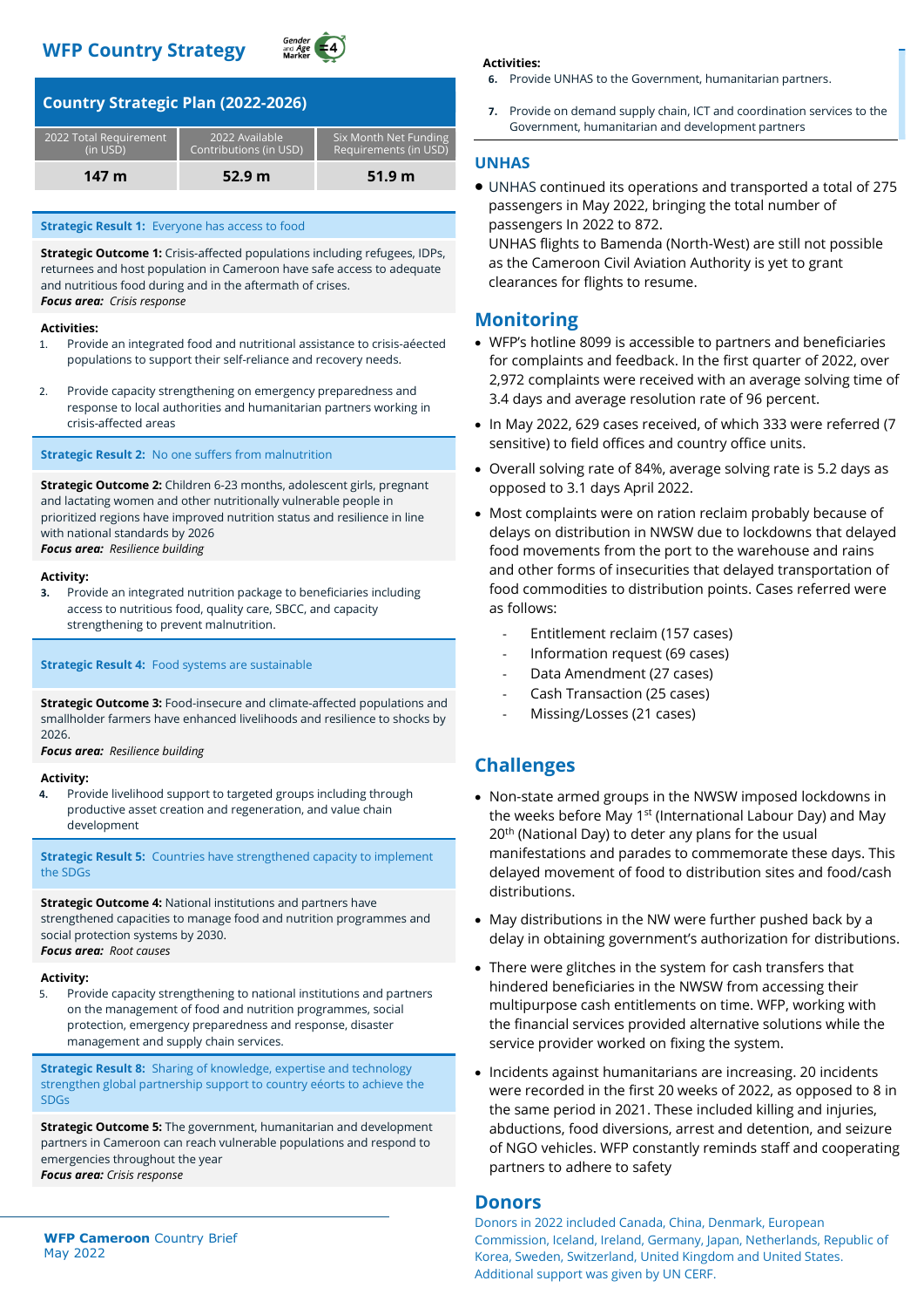## WFP Country Strategy

Gender and Age Marker 4

### Country Strategic Plan (2022-2026)

| 2022 Total Requirement (in USD) | 2022 Available Contributions (in USD) | Six Month Net Funding Requirements (in USD) |
|---|---|---|
| 147 m | 52.9 m | 51.9 m |

**Strategic Result 1:** Everyone has access to food

**Strategic Outcome 1:** Crisis-affected populations including refugees, IDPs, returnees and host population in Cameroon have safe access to adequate and nutritious food during and in the aftermath of crises.
***Focus area:*** *Crisis response*

**Activities:**

1. Provide an integrated food and nutritional assistance to crisis-aéected populations to support their self-reliance and recovery needs.
2. Provide capacity strengthening on emergency preparedness and response to local authorities and humanitarian partners working in crisis-affected areas

**Strategic Result 2:** No one suffers from malnutrition

**Strategic Outcome 2:** Children 6-23 months, adolescent girls, pregnant and lactating women and other nutritionally vulnerable people in prioritized regions have improved nutrition status and resilience in line with national standards by 2026
***Focus area:*** *Resilience building*

**Activity:**

3. Provide an integrated nutrition package to beneficiaries including access to nutritious food, quality care, SBCC, and capacity strengthening to prevent malnutrition.

**Strategic Result 4:** Food systems are sustainable

**Strategic Outcome 3:** Food-insecure and climate-affected populations and smallholder farmers have enhanced livelihoods and resilience to shocks by 2026.
***Focus area:*** *Resilience building*

**Activity:**

4. Provide livelihood support to targeted groups including through productive asset creation and regeneration, and value chain development

**Strategic Result 5:** Countries have strengthened capacity to implement the SDGs

**Strategic Outcome 4:** National institutions and partners have strengthened capacities to manage food and nutrition programmes and social protection systems by 2030.
***Focus area:*** *Root causes*

**Activity:**

5. Provide capacity strengthening to national institutions and partners on the management of food and nutrition programmes, social protection, emergency preparedness and response, disaster management and supply chain services.

**Strategic Result 8:** Sharing of knowledge, expertise and technology strengthen global partnership support to country eéorts to achieve the SDGs

**Strategic Outcome 5:** The government, humanitarian and development partners in Cameroon can reach vulnerable populations and respond to emergencies throughout the year
***Focus area:*** *Crisis response*

**Activities:**

6. Provide UNHAS to the Government, humanitarian partners.
7. Provide on demand supply chain, ICT and coordination services to the Government, humanitarian and development partners

### UNHAS

- UNHAS continued its operations and transported a total of 275 passengers in May 2022, bringing the total number of passengers In 2022 to 872.
  UNHAS flights to Bamenda (North-West) are still not possible as the Cameroon Civil Aviation Authority is yet to grant clearances for flights to resume.

### Monitoring

- WFP's hotline 8099 is accessible to partners and beneficiaries for complaints and feedback. In the first quarter of 2022, over 2,972 complaints were received with an average solving time of 3.4 days and average resolution rate of 96 percent.
- In May 2022, 629 cases received, of which 333 were referred (7 sensitive) to field offices and country office units.
- Overall solving rate of 84%, average solving rate is 5.2 days as opposed to 3.1 days April 2022.
- Most complaints were on ration reclaim probably because of delays on distribution in NWSW due to lockdowns that delayed food movements from the port to the warehouse and rains and other forms of insecurities that delayed transportation of food commodities to distribution points. Cases referred were as follows:
  - Entitlement reclaim (157 cases)
  - Information request (69 cases)
  - Data Amendment (27 cases)
  - Cash Transaction (25 cases)
  - Missing/Losses (21 cases)

### Challenges

- Non-state armed groups in the NWSW imposed lockdowns in the weeks before May 1st (International Labour Day) and May 20th (National Day) to deter any plans for the usual manifestations and parades to commemorate these days. This delayed movement of food to distribution sites and food/cash distributions.
- May distributions in the NW were further pushed back by a delay in obtaining government's authorization for distributions.
- There were glitches in the system for cash transfers that hindered beneficiaries in the NWSW from accessing their multipurpose cash entitlements on time. WFP, working with the financial services provided alternative solutions while the service provider worked on fixing the system.
- Incidents against humanitarians are increasing. 20 incidents were recorded in the first 20 weeks of 2022, as opposed to 8 in the same period in 2021. These included killing and injuries, abductions, food diversions, arrest and detention, and seizure of NGO vehicles. WFP constantly reminds staff and cooperating partners to adhere to safety

### Donors

Donors in 2022 included Canada, China, Denmark, European Commission, Iceland, Ireland, Germany, Japan, Netherlands, Republic of Korea, Sweden, Switzerland, United Kingdom and United States. Additional support was given by UN CERF.